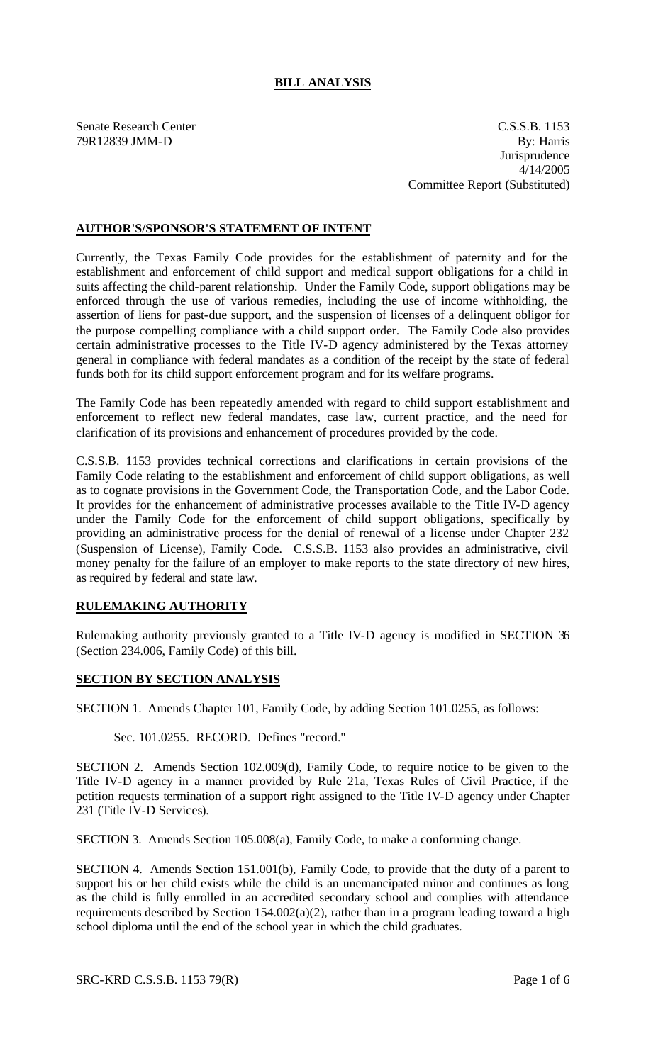# BILL ANALYSIS

Senate Research Center
79R12839 JMM-D

C.S.S.B. 1153
By: Harris
Jurisprudence
4/14/2005
Committee Report (Substituted)

## AUTHOR'S/SPONSOR'S STATEMENT OF INTENT

Currently, the Texas Family Code provides for the establishment of paternity and for the establishment and enforcement of child support and medical support obligations for a child in suits affecting the child-parent relationship. Under the Family Code, support obligations may be enforced through the use of various remedies, including the use of income withholding, the assertion of liens for past-due support, and the suspension of licenses of a delinquent obligor for the purpose compelling compliance with a child support order. The Family Code also provides certain administrative processes to the Title IV-D agency administered by the Texas attorney general in compliance with federal mandates as a condition of the receipt by the state of federal funds both for its child support enforcement program and for its welfare programs.

The Family Code has been repeatedly amended with regard to child support establishment and enforcement to reflect new federal mandates, case law, current practice, and the need for clarification of its provisions and enhancement of procedures provided by the code.

C.S.S.B. 1153 provides technical corrections and clarifications in certain provisions of the Family Code relating to the establishment and enforcement of child support obligations, as well as to cognate provisions in the Government Code, the Transportation Code, and the Labor Code. It provides for the enhancement of administrative processes available to the Title IV-D agency under the Family Code for the enforcement of child support obligations, specifically by providing an administrative process for the denial of renewal of a license under Chapter 232 (Suspension of License), Family Code. C.S.S.B. 1153 also provides an administrative, civil money penalty for the failure of an employer to make reports to the state directory of new hires, as required by federal and state law.

## RULEMAKING AUTHORITY

Rulemaking authority previously granted to a Title IV-D agency is modified in SECTION 36 (Section 234.006, Family Code) of this bill.

## SECTION BY SECTION ANALYSIS

SECTION 1. Amends Chapter 101, Family Code, by adding Section 101.0255, as follows:

Sec. 101.0255. RECORD. Defines "record."

SECTION 2. Amends Section 102.009(d), Family Code, to require notice to be given to the Title IV-D agency in a manner provided by Rule 21a, Texas Rules of Civil Practice, if the petition requests termination of a support right assigned to the Title IV-D agency under Chapter 231 (Title IV-D Services).

SECTION 3. Amends Section 105.008(a), Family Code, to make a conforming change.

SECTION 4. Amends Section 151.001(b), Family Code, to provide that the duty of a parent to support his or her child exists while the child is an unemancipated minor and continues as long as the child is fully enrolled in an accredited secondary school and complies with attendance requirements described by Section 154.002(a)(2), rather than in a program leading toward a high school diploma until the end of the school year in which the child graduates.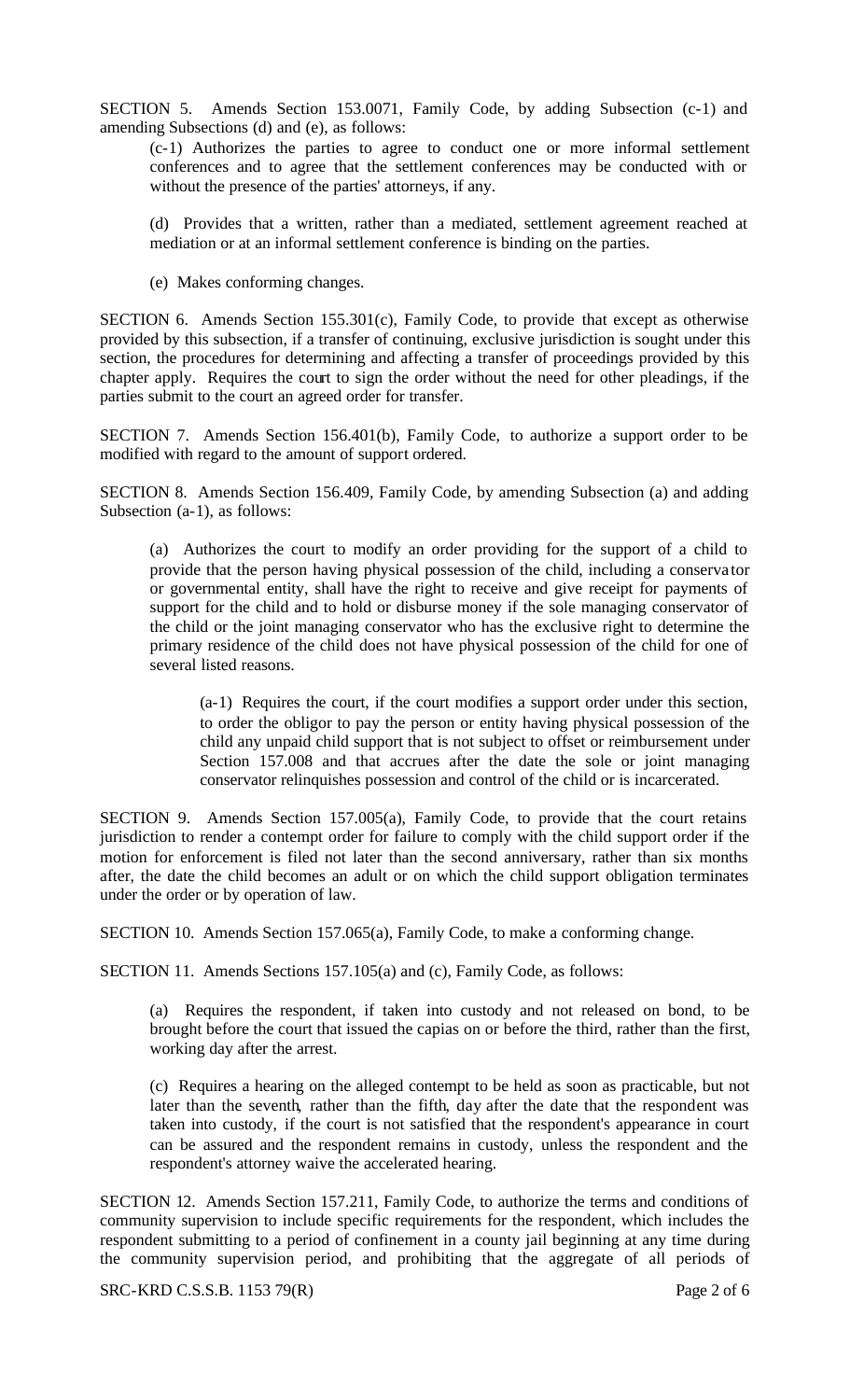SECTION 5. Amends Section 153.0071, Family Code, by adding Subsection (c-1) and amending Subsections (d) and (e), as follows:

(c-1) Authorizes the parties to agree to conduct one or more informal settlement conferences and to agree that the settlement conferences may be conducted with or without the presence of the parties' attorneys, if any.

(d) Provides that a written, rather than a mediated, settlement agreement reached at mediation or at an informal settlement conference is binding on the parties.

(e) Makes conforming changes.

SECTION 6. Amends Section 155.301(c), Family Code, to provide that except as otherwise provided by this subsection, if a transfer of continuing, exclusive jurisdiction is sought under this section, the procedures for determining and affecting a transfer of proceedings provided by this chapter apply. Requires the court to sign the order without the need for other pleadings, if the parties submit to the court an agreed order for transfer.

SECTION 7. Amends Section 156.401(b), Family Code, to authorize a support order to be modified with regard to the amount of support ordered.

SECTION 8. Amends Section 156.409, Family Code, by amending Subsection (a) and adding Subsection (a-1), as follows:

(a) Authorizes the court to modify an order providing for the support of a child to provide that the person having physical possession of the child, including a conservator or governmental entity, shall have the right to receive and give receipt for payments of support for the child and to hold or disburse money if the sole managing conservator of the child or the joint managing conservator who has the exclusive right to determine the primary residence of the child does not have physical possession of the child for one of several listed reasons.

(a-1) Requires the court, if the court modifies a support order under this section, to order the obligor to pay the person or entity having physical possession of the child any unpaid child support that is not subject to offset or reimbursement under Section 157.008 and that accrues after the date the sole or joint managing conservator relinquishes possession and control of the child or is incarcerated.

SECTION 9. Amends Section 157.005(a), Family Code, to provide that the court retains jurisdiction to render a contempt order for failure to comply with the child support order if the motion for enforcement is filed not later than the second anniversary, rather than six months after, the date the child becomes an adult or on which the child support obligation terminates under the order or by operation of law.

SECTION 10. Amends Section 157.065(a), Family Code, to make a conforming change.

SECTION 11. Amends Sections 157.105(a) and (c), Family Code, as follows:

(a) Requires the respondent, if taken into custody and not released on bond, to be brought before the court that issued the capias on or before the third, rather than the first, working day after the arrest.

(c) Requires a hearing on the alleged contempt to be held as soon as practicable, but not later than the seventh, rather than the fifth, day after the date that the respondent was taken into custody, if the court is not satisfied that the respondent's appearance in court can be assured and the respondent remains in custody, unless the respondent and the respondent's attorney waive the accelerated hearing.

SECTION 12. Amends Section 157.211, Family Code, to authorize the terms and conditions of community supervision to include specific requirements for the respondent, which includes the respondent submitting to a period of confinement in a county jail beginning at any time during the community supervision period, and prohibiting that the aggregate of all periods of

SRC-KRD C.S.S.B. 1153 79(R)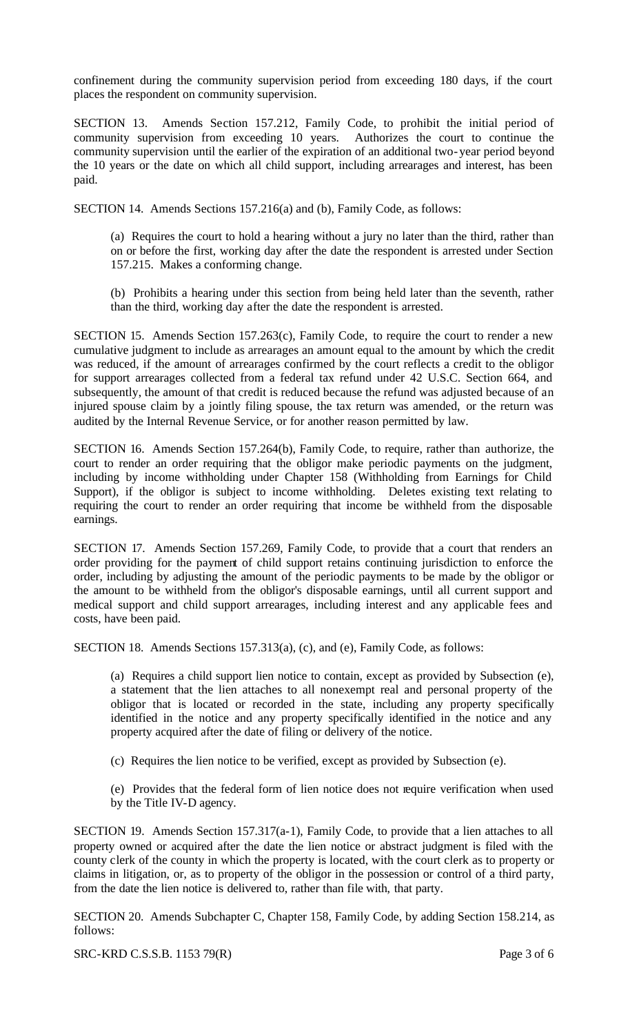confinement during the community supervision period from exceeding 180 days, if the court places the respondent on community supervision.

SECTION 13. Amends Section 157.212, Family Code, to prohibit the initial period of community supervision from exceeding 10 years. Authorizes the court to continue the community supervision until the earlier of the expiration of an additional two-year period beyond the 10 years or the date on which all child support, including arrearages and interest, has been paid.

SECTION 14. Amends Sections 157.216(a) and (b), Family Code, as follows:

(a) Requires the court to hold a hearing without a jury no later than the third, rather than on or before the first, working day after the date the respondent is arrested under Section 157.215. Makes a conforming change.

(b) Prohibits a hearing under this section from being held later than the seventh, rather than the third, working day after the date the respondent is arrested.

SECTION 15. Amends Section 157.263(c), Family Code, to require the court to render a new cumulative judgment to include as arrearages an amount equal to the amount by which the credit was reduced, if the amount of arrearages confirmed by the court reflects a credit to the obligor for support arrearages collected from a federal tax refund under 42 U.S.C. Section 664, and subsequently, the amount of that credit is reduced because the refund was adjusted because of an injured spouse claim by a jointly filing spouse, the tax return was amended, or the return was audited by the Internal Revenue Service, or for another reason permitted by law.

SECTION 16. Amends Section 157.264(b), Family Code, to require, rather than authorize, the court to render an order requiring that the obligor make periodic payments on the judgment, including by income withholding under Chapter 158 (Withholding from Earnings for Child Support), if the obligor is subject to income withholding. Deletes existing text relating to requiring the court to render an order requiring that income be withheld from the disposable earnings.

SECTION 17. Amends Section 157.269, Family Code, to provide that a court that renders an order providing for the payment of child support retains continuing jurisdiction to enforce the order, including by adjusting the amount of the periodic payments to be made by the obligor or the amount to be withheld from the obligor's disposable earnings, until all current support and medical support and child support arrearages, including interest and any applicable fees and costs, have been paid.

SECTION 18. Amends Sections 157.313(a), (c), and (e), Family Code, as follows:

(a) Requires a child support lien notice to contain, except as provided by Subsection (e), a statement that the lien attaches to all nonexempt real and personal property of the obligor that is located or recorded in the state, including any property specifically identified in the notice and any property specifically identified in the notice and any property acquired after the date of filing or delivery of the notice.

(c) Requires the lien notice to be verified, except as provided by Subsection (e).

(e) Provides that the federal form of lien notice does not require verification when used by the Title IV-D agency.

SECTION 19. Amends Section 157.317(a-1), Family Code, to provide that a lien attaches to all property owned or acquired after the date the lien notice or abstract judgment is filed with the county clerk of the county in which the property is located, with the court clerk as to property or claims in litigation, or, as to property of the obligor in the possession or control of a third party, from the date the lien notice is delivered to, rather than file with, that party.

SECTION 20. Amends Subchapter C, Chapter 158, Family Code, by adding Section 158.214, as follows: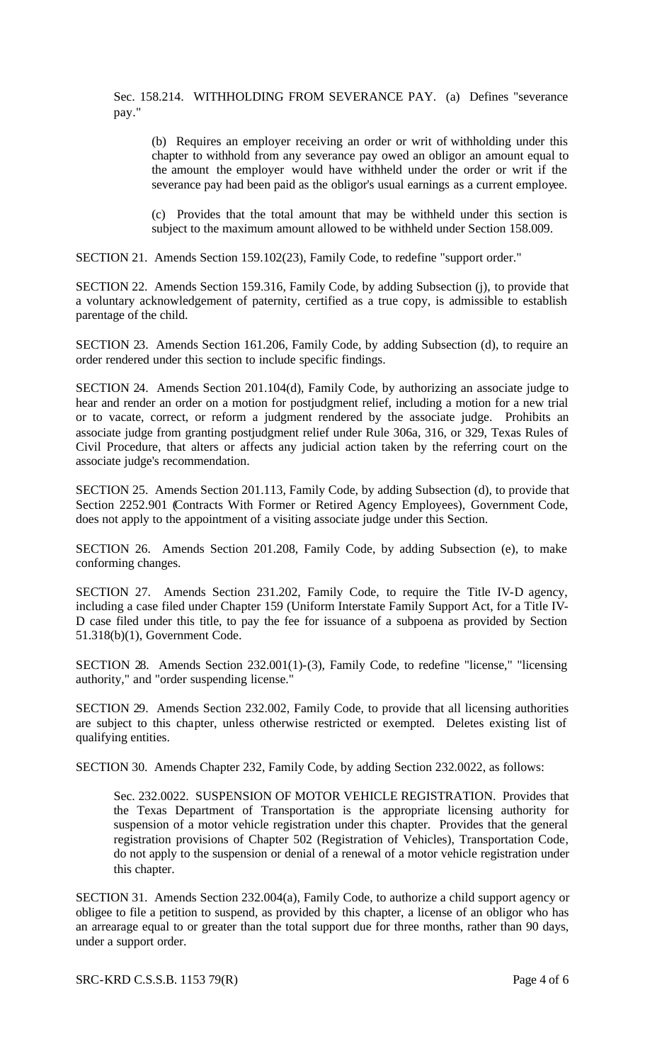Sec. 158.214. WITHHOLDING FROM SEVERANCE PAY. (a) Defines "severance pay."

> (b) Requires an employer receiving an order or writ of withholding under this chapter to withhold from any severance pay owed an obligor an amount equal to the amount the employer would have withheld under the order or writ if the severance pay had been paid as the obligor's usual earnings as a current employee.
>
> (c) Provides that the total amount that may be withheld under this section is subject to the maximum amount allowed to be withheld under Section 158.009.

SECTION 21. Amends Section 159.102(23), Family Code, to redefine "support order."

SECTION 22. Amends Section 159.316, Family Code, by adding Subsection (j), to provide that a voluntary acknowledgement of paternity, certified as a true copy, is admissible to establish parentage of the child.

SECTION 23. Amends Section 161.206, Family Code, by adding Subsection (d), to require an order rendered under this section to include specific findings.

SECTION 24. Amends Section 201.104(d), Family Code, by authorizing an associate judge to hear and render an order on a motion for postjudgment relief, including a motion for a new trial or to vacate, correct, or reform a judgment rendered by the associate judge. Prohibits an associate judge from granting postjudgment relief under Rule 306a, 316, or 329, Texas Rules of Civil Procedure, that alters or affects any judicial action taken by the referring court on the associate judge's recommendation.

SECTION 25. Amends Section 201.113, Family Code, by adding Subsection (d), to provide that Section 2252.901 (Contracts With Former or Retired Agency Employees), Government Code, does not apply to the appointment of a visiting associate judge under this Section.

SECTION 26. Amends Section 201.208, Family Code, by adding Subsection (e), to make conforming changes.

SECTION 27. Amends Section 231.202, Family Code, to require the Title IV-D agency, including a case filed under Chapter 159 (Uniform Interstate Family Support Act, for a Title IV-D case filed under this title, to pay the fee for issuance of a subpoena as provided by Section 51.318(b)(1), Government Code.

SECTION 28. Amends Section 232.001(1)-(3), Family Code, to redefine "license," "licensing authority," and "order suspending license."

SECTION 29. Amends Section 232.002, Family Code, to provide that all licensing authorities are subject to this chapter, unless otherwise restricted or exempted. Deletes existing list of qualifying entities.

SECTION 30. Amends Chapter 232, Family Code, by adding Section 232.0022, as follows:

> Sec. 232.0022. SUSPENSION OF MOTOR VEHICLE REGISTRATION. Provides that the Texas Department of Transportation is the appropriate licensing authority for suspension of a motor vehicle registration under this chapter. Provides that the general registration provisions of Chapter 502 (Registration of Vehicles), Transportation Code, do not apply to the suspension or denial of a renewal of a motor vehicle registration under this chapter.

SECTION 31. Amends Section 232.004(a), Family Code, to authorize a child support agency or obligee to file a petition to suspend, as provided by this chapter, a license of an obligor who has an arrearage equal to or greater than the total support due for three months, rather than 90 days, under a support order.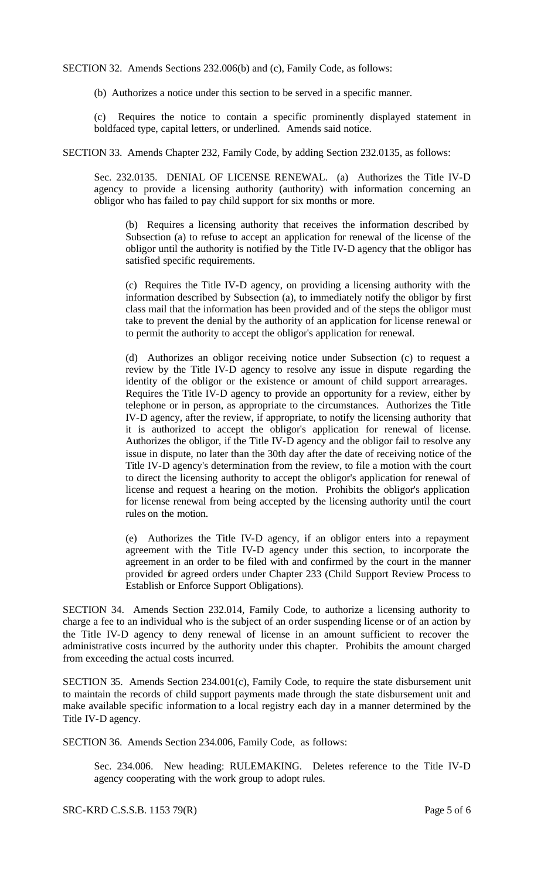SECTION 32. Amends Sections 232.006(b) and (c), Family Code, as follows:

(b) Authorizes a notice under this section to be served in a specific manner.

(c) Requires the notice to contain a specific prominently displayed statement in boldfaced type, capital letters, or underlined. Amends said notice.

SECTION 33. Amends Chapter 232, Family Code, by adding Section 232.0135, as follows:

Sec. 232.0135. DENIAL OF LICENSE RENEWAL. (a) Authorizes the Title IV-D agency to provide a licensing authority (authority) with information concerning an obligor who has failed to pay child support for six months or more.

(b) Requires a licensing authority that receives the information described by Subsection (a) to refuse to accept an application for renewal of the license of the obligor until the authority is notified by the Title IV-D agency that the obligor has satisfied specific requirements.

(c) Requires the Title IV-D agency, on providing a licensing authority with the information described by Subsection (a), to immediately notify the obligor by first class mail that the information has been provided and of the steps the obligor must take to prevent the denial by the authority of an application for license renewal or to permit the authority to accept the obligor's application for renewal.

(d) Authorizes an obligor receiving notice under Subsection (c) to request a review by the Title IV-D agency to resolve any issue in dispute regarding the identity of the obligor or the existence or amount of child support arrearages. Requires the Title IV-D agency to provide an opportunity for a review, either by telephone or in person, as appropriate to the circumstances. Authorizes the Title IV-D agency, after the review, if appropriate, to notify the licensing authority that it is authorized to accept the obligor's application for renewal of license. Authorizes the obligor, if the Title IV-D agency and the obligor fail to resolve any issue in dispute, no later than the 30th day after the date of receiving notice of the Title IV-D agency's determination from the review, to file a motion with the court to direct the licensing authority to accept the obligor's application for renewal of license and request a hearing on the motion. Prohibits the obligor's application for license renewal from being accepted by the licensing authority until the court rules on the motion.

(e) Authorizes the Title IV-D agency, if an obligor enters into a repayment agreement with the Title IV-D agency under this section, to incorporate the agreement in an order to be filed with and confirmed by the court in the manner provided for agreed orders under Chapter 233 (Child Support Review Process to Establish or Enforce Support Obligations).

SECTION 34. Amends Section 232.014, Family Code, to authorize a licensing authority to charge a fee to an individual who is the subject of an order suspending license or of an action by the Title IV-D agency to deny renewal of license in an amount sufficient to recover the administrative costs incurred by the authority under this chapter. Prohibits the amount charged from exceeding the actual costs incurred.

SECTION 35. Amends Section 234.001(c), Family Code, to require the state disbursement unit to maintain the records of child support payments made through the state disbursement unit and make available specific information to a local registry each day in a manner determined by the Title IV-D agency.

SECTION 36. Amends Section 234.006, Family Code, as follows:

Sec. 234.006. New heading: RULEMAKING. Deletes reference to the Title IV-D agency cooperating with the work group to adopt rules.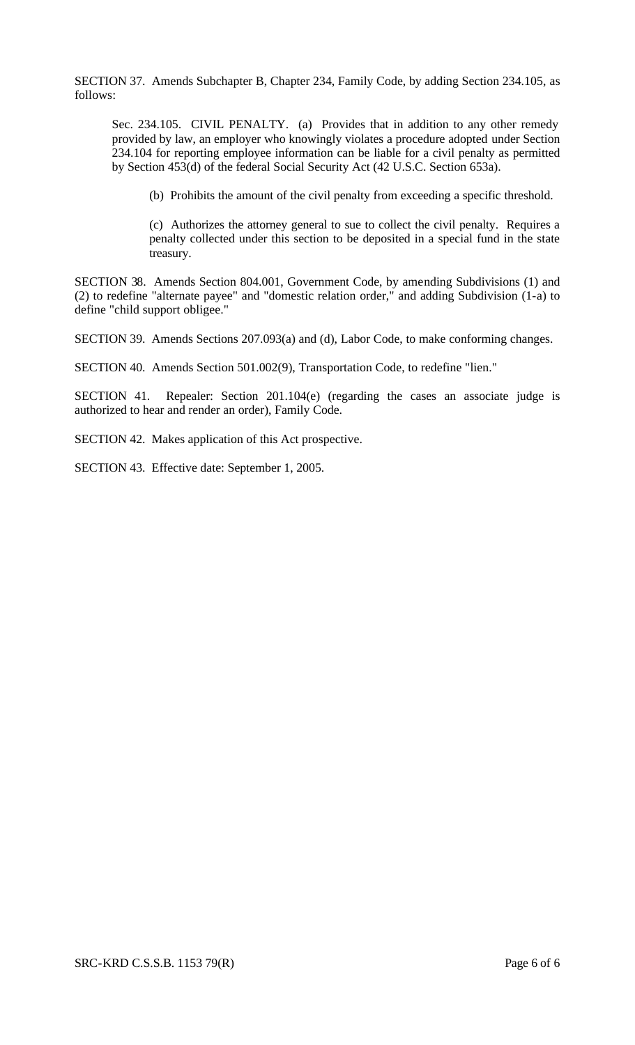SECTION 37. Amends Subchapter B, Chapter 234, Family Code, by adding Section 234.105, as follows:

> Sec. 234.105. CIVIL PENALTY. (a) Provides that in addition to any other remedy provided by law, an employer who knowingly violates a procedure adopted under Section 234.104 for reporting employee information can be liable for a civil penalty as permitted by Section 453(d) of the federal Social Security Act (42 U.S.C. Section 653a).
>
> > (b) Prohibits the amount of the civil penalty from exceeding a specific threshold.
> >
> > (c) Authorizes the attorney general to sue to collect the civil penalty. Requires a penalty collected under this section to be deposited in a special fund in the state treasury.

SECTION 38. Amends Section 804.001, Government Code, by amending Subdivisions (1) and (2) to redefine "alternate payee" and "domestic relation order," and adding Subdivision (1-a) to define "child support obligee."

SECTION 39. Amends Sections 207.093(a) and (d), Labor Code, to make conforming changes.

SECTION 40. Amends Section 501.002(9), Transportation Code, to redefine "lien."

SECTION 41. Repealer: Section 201.104(e) (regarding the cases an associate judge is authorized to hear and render an order), Family Code.

SECTION 42. Makes application of this Act prospective.

SECTION 43. Effective date: September 1, 2005.